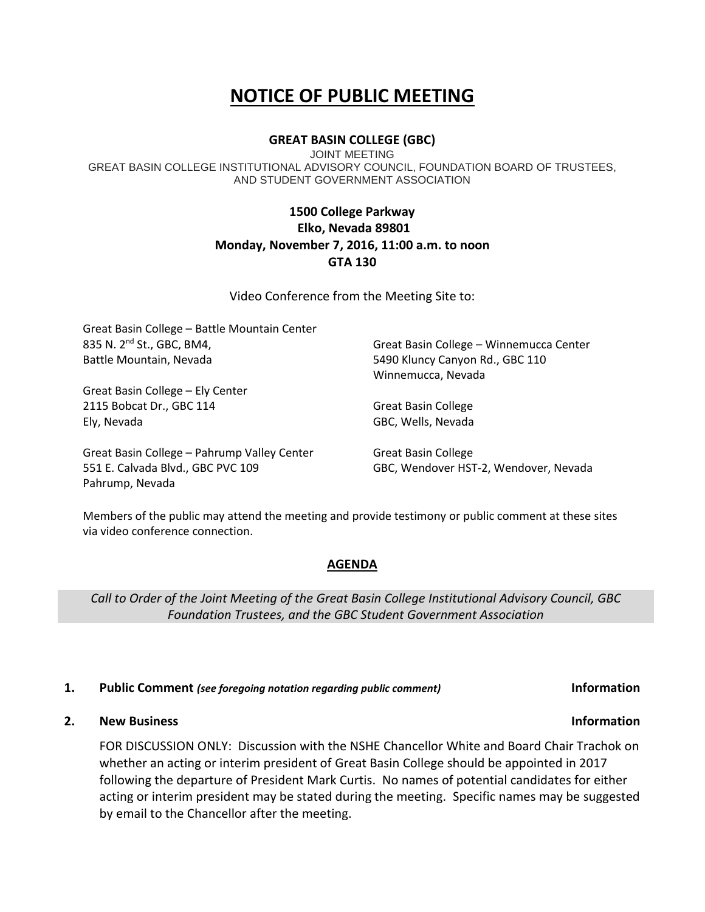# NOTICE OF PUBLIC MEETING

**GREAT BASIN COLLEGE (GBC)**

JOINT MEETING

GREAT BASIN COLLEGE INSTITUTIONAL ADVISORY COUNCIL, FOUNDATION BOARD OF TRUSTEES, AND STUDENT GOVERNMENT ASSOCIATION

**1500 College Parkway**
**Elko, Nevada 89801**
**Monday, November 7, 2016, 11:00 a.m. to noon**
**GTA 130**

Video Conference from the Meeting Site to:

Great Basin College – Battle Mountain Center
835 N. 2nd St., GBC, BM4,
Battle Mountain, Nevada

Great Basin College – Ely Center
2115 Bobcat Dr., GBC 114
Ely, Nevada

Great Basin College – Pahrump Valley Center
551 E. Calvada Blvd., GBC PVC 109
Pahrump, Nevada

Great Basin College – Winnemucca Center
5490 Kluncy Canyon Rd., GBC 110
Winnemucca, Nevada

Great Basin College
GBC, Wells, Nevada

Great Basin College
GBC, Wendover HST-2, Wendover, Nevada

Members of the public may attend the meeting and provide testimony or public comment at these sites via video conference connection.

## AGENDA

*Call to Order of the Joint Meeting of the Great Basin College Institutional Advisory Council, GBC Foundation Trustees, and the GBC Student Government Association*

**1. Public Comment** *(see foregoing notation regarding public comment)* **Information**

**2. New Business** **Information**

FOR DISCUSSION ONLY: Discussion with the NSHE Chancellor White and Board Chair Trachok on whether an acting or interim president of Great Basin College should be appointed in 2017 following the departure of President Mark Curtis. No names of potential candidates for either acting or interim president may be stated during the meeting. Specific names may be suggested by email to the Chancellor after the meeting.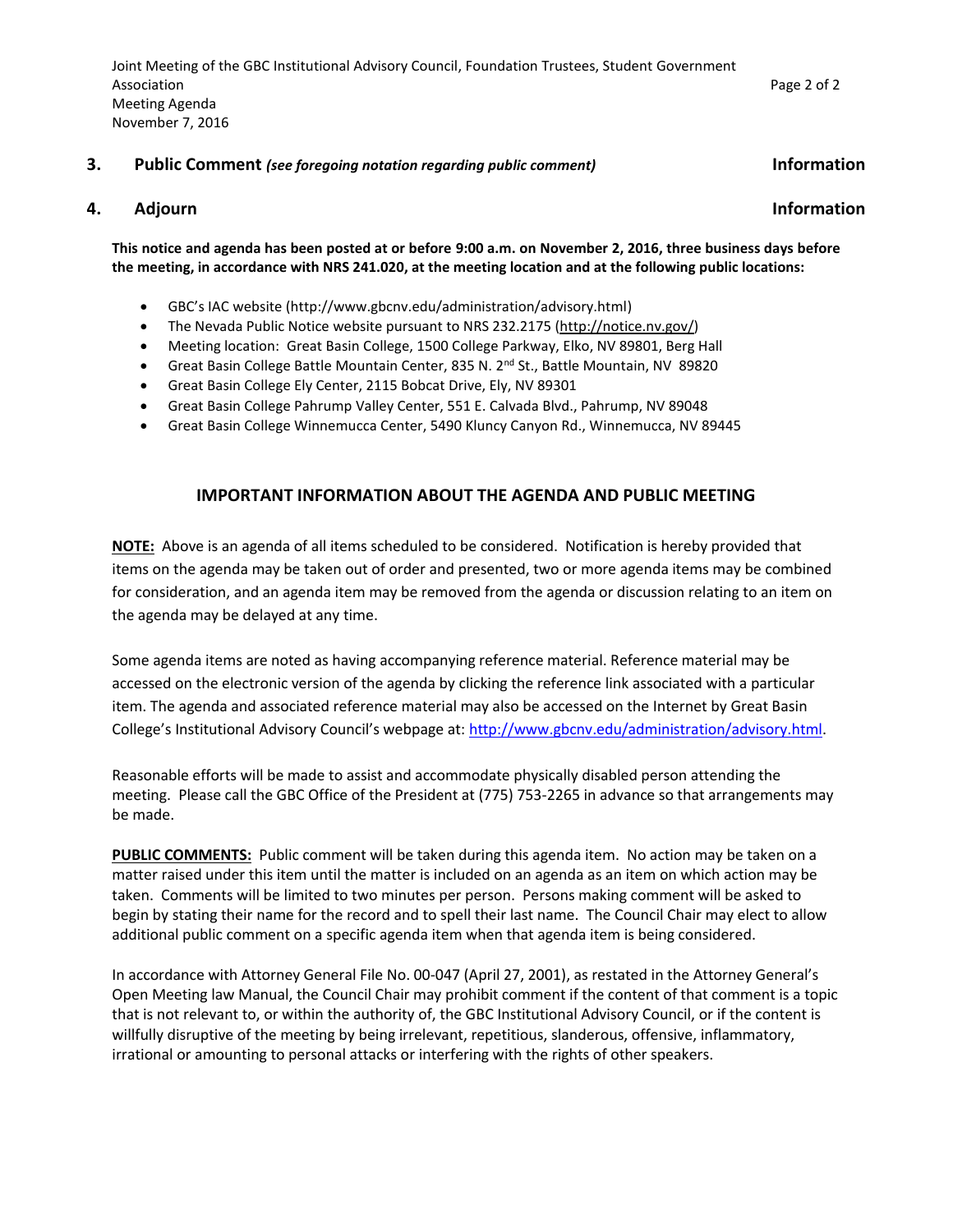**3. Public Comment** ***(see foregoing notation regarding public comment)*** **Information**

**4. Adjourn** **Information**

**This notice and agenda has been posted at or before 9:00 a.m. on November 2, 2016, three business days before the meeting, in accordance with NRS 241.020, at the meeting location and at the following public locations:**

- GBC's IAC website (http://www.gbcnv.edu/administration/advisory.html)
- The Nevada Public Notice website pursuant to NRS 232.2175 (http://notice.nv.gov/)
- Meeting location: Great Basin College, 1500 College Parkway, Elko, NV 89801, Berg Hall
- Great Basin College Battle Mountain Center, 835 N. 2nd St., Battle Mountain, NV 89820
- Great Basin College Ely Center, 2115 Bobcat Drive, Ely, NV 89301
- Great Basin College Pahrump Valley Center, 551 E. Calvada Blvd., Pahrump, NV 89048
- Great Basin College Winnemucca Center, 5490 Kluncy Canyon Rd., Winnemucca, NV 89445

## IMPORTANT INFORMATION ABOUT THE AGENDA AND PUBLIC MEETING

**NOTE:** Above is an agenda of all items scheduled to be considered. Notification is hereby provided that items on the agenda may be taken out of order and presented, two or more agenda items may be combined for consideration, and an agenda item may be removed from the agenda or discussion relating to an item on the agenda may be delayed at any time.

Some agenda items are noted as having accompanying reference material. Reference material may be accessed on the electronic version of the agenda by clicking the reference link associated with a particular item. The agenda and associated reference material may also be accessed on the Internet by Great Basin College's Institutional Advisory Council's webpage at: http://www.gbcnv.edu/administration/advisory.html.

Reasonable efforts will be made to assist and accommodate physically disabled person attending the meeting. Please call the GBC Office of the President at (775) 753-2265 in advance so that arrangements may be made.

**PUBLIC COMMENTS:** Public comment will be taken during this agenda item. No action may be taken on a matter raised under this item until the matter is included on an agenda as an item on which action may be taken. Comments will be limited to two minutes per person. Persons making comment will be asked to begin by stating their name for the record and to spell their last name. The Council Chair may elect to allow additional public comment on a specific agenda item when that agenda item is being considered.

In accordance with Attorney General File No. 00-047 (April 27, 2001), as restated in the Attorney General's Open Meeting law Manual, the Council Chair may prohibit comment if the content of that comment is a topic that is not relevant to, or within the authority of, the GBC Institutional Advisory Council, or if the content is willfully disruptive of the meeting by being irrelevant, repetitious, slanderous, offensive, inflammatory, irrational or amounting to personal attacks or interfering with the rights of other speakers.